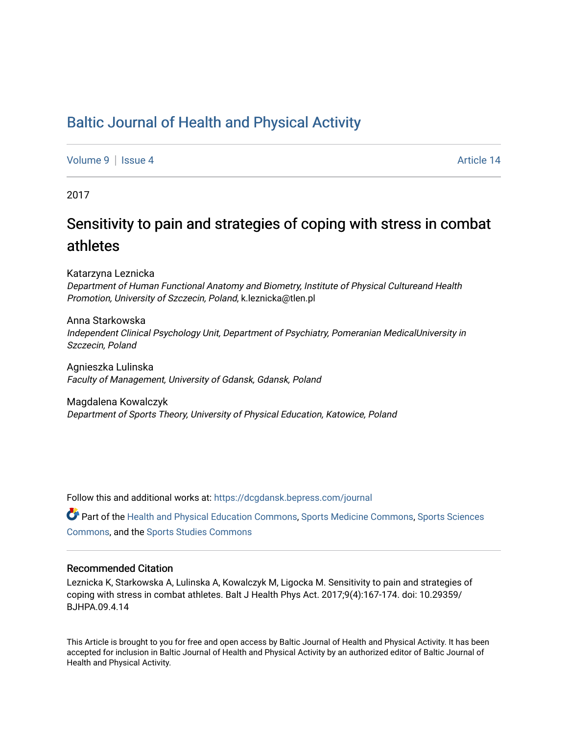# Baltic Journal of Health and Physical Activity

Volume 9 | Issue 4 Article 14

2017

## Sensitivity to pain and strategies of coping with stress in combat athletes

Katarzyna Leznicka
*Department of Human Functional Anatomy and Biometry, Institute of Physical Cultureand Health Promotion, University of Szczecin, Poland*, k.leznicka@tlen.pl

Anna Starkowska
*Independent Clinical Psychology Unit, Department of Psychiatry, Pomeranian MedicalUniversity in Szczecin, Poland*

Agnieszka Lulinska
*Faculty of Management, University of Gdansk, Gdansk, Poland*

Magdalena Kowalczyk
*Department of Sports Theory, University of Physical Education, Katowice, Poland*

Follow this and additional works at: https://dcgdansk.bepress.com/journal

Part of the Health and Physical Education Commons, Sports Medicine Commons, Sports Sciences Commons, and the Sports Studies Commons

### Recommended Citation

Leznicka K, Starkowska A, Lulinska A, Kowalczyk M, Ligocka M. Sensitivity to pain and strategies of coping with stress in combat athletes. Balt J Health Phys Act. 2017;9(4):167-174. doi: 10.29359/BJHPA.09.4.14

This Article is brought to you for free and open access by Baltic Journal of Health and Physical Activity. It has been accepted for inclusion in Baltic Journal of Health and Physical Activity by an authorized editor of Baltic Journal of Health and Physical Activity.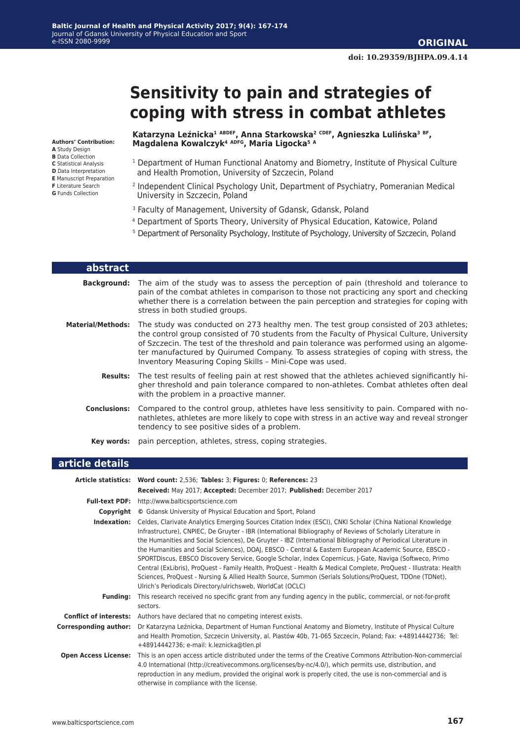ORIGINAL

doi: 10.29359/BJHPA.09.4.14

# Sensitivity to pain and strategies of coping with stress in combat athletes

**Katarzyna Leźnicka[1 ABDEF], Anna Starkowska[2 CDEF], Agnieszka Lulińska[3 BF], Magdalena Kowalczyk[4 ADFG], Maria Ligocka[5 A]**

**Authors' Contribution:**
**A** Study Design
**B** Data Collection
**C** Statistical Analysis
**D** Data Interpretation
**E** Manuscript Preparation
**F** Literature Search
**G** Funds Collection

[1] Department of Human Functional Anatomy and Biometry, Institute of Physical Culture and Health Promotion, University of Szczecin, Poland

[2] Independent Clinical Psychology Unit, Department of Psychiatry, Pomeranian Medical University in Szczecin, Poland

[3] Faculty of Management, University of Gdansk, Gdansk, Poland

[4] Department of Sports Theory, University of Physical Education, Katowice, Poland

[5] Department of Personality Psychology, Institute of Psychology, University of Szczecin, Poland

## abstract

**Background:** The aim of the study was to assess the perception of pain (threshold and tolerance to pain of the combat athletes in comparison to those not practicing any sport and checking whether there is a correlation between the pain perception and strategies for coping with stress in both studied groups.

**Material/Methods:** The study was conducted on 273 healthy men. The test group consisted of 203 athletes; the control group consisted of 70 students from the Faculty of Physical Culture, University of Szczecin. The test of the threshold and pain tolerance was performed using an algometer manufactured by Quirumed Company. To assess strategies of coping with stress, the Inventory Measuring Coping Skills – Mini-Cope was used.

**Results:** The test results of feeling pain at rest showed that the athletes achieved significantly higher threshold and pain tolerance compared to non-athletes. Combat athletes often deal with the problem in a proactive manner.

**Conclusions:** Compared to the control group, athletes have less sensitivity to pain. Compared with nonathletes, athletes are more likely to cope with stress in an active way and reveal stronger tendency to see positive sides of a problem.

**Key words:** pain perception, athletes, stress, coping strategies.

## article details

**Article statistics:** Word count: 2,536; Tables: 3; Figures: 0; References: 23

**Received:** May 2017; **Accepted:** December 2017; **Published:** December 2017

**Full-text PDF:** http://www.balticsportscience.com

**Copyright** © Gdansk University of Physical Education and Sport, Poland

**Indexation:** Celdes, Clarivate Analytics Emerging Sources Citation Index (ESCI), CNKI Scholar (China National Knowledge Infrastructure), CNPIEC, De Gruyter - IBR (International Bibliography of Reviews of Scholarly Literature in the Humanities and Social Sciences), De Gruyter - IBZ (International Bibliography of Periodical Literature in the Humanities and Social Sciences), DOAJ, EBSCO - Central & Eastern European Academic Source, EBSCO - SPORTDiscus, EBSCO Discovery Service, Google Scholar, Index Copernicus, J-Gate, Naviga (Softweco, Primo Central (ExLibris), ProQuest - Family Health, ProQuest - Health & Medical Complete, ProQuest - Illustrata: Health Sciences, ProQuest - Nursing & Allied Health Source, Summon (Serials Solutions/ProQuest, TDOne (TDNet), Ulrich's Periodicals Directory/ulrichsweb, WorldCat (OCLC)

**Funding:** This research received no specific grant from any funding agency in the public, commercial, or not-for-profit sectors.

**Conflict of interests:** Authors have declared that no competing interest exists.

**Corresponding author:** Dr Katarzyna Leźnicka, Department of Human Functional Anatomy and Biometry, Institute of Physical Culture and Health Promotion, Szczecin University, al. Piastów 40b, 71-065 Szczecin, Poland; Fax: +48914442736; Tel: +48914442736; e-mail: k.leznicka@tlen.pl

**Open Access License:** This is an open access article distributed under the terms of the Creative Commons Attribution-Non-commercial 4.0 International (http://creativecommons.org/licenses/by-nc/4.0/), which permits use, distribution, and reproduction in any medium, provided the original work is properly cited, the use is non-commercial and is otherwise in compliance with the license.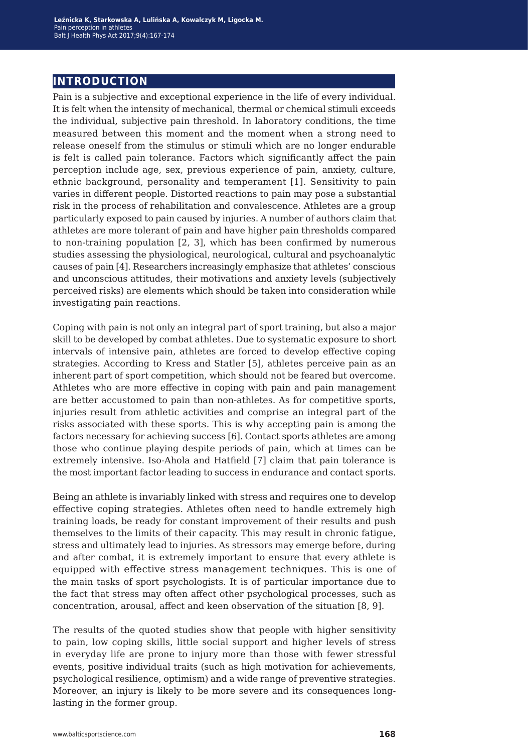## INTRODUCTION

Pain is a subjective and exceptional experience in the life of every individual. It is felt when the intensity of mechanical, thermal or chemical stimuli exceeds the individual, subjective pain threshold. In laboratory conditions, the time measured between this moment and the moment when a strong need to release oneself from the stimulus or stimuli which are no longer endurable is felt is called pain tolerance. Factors which significantly affect the pain perception include age, sex, previous experience of pain, anxiety, culture, ethnic background, personality and temperament [1]. Sensitivity to pain varies in different people. Distorted reactions to pain may pose a substantial risk in the process of rehabilitation and convalescence. Athletes are a group particularly exposed to pain caused by injuries. A number of authors claim that athletes are more tolerant of pain and have higher pain thresholds compared to non-training population [2, 3], which has been confirmed by numerous studies assessing the physiological, neurological, cultural and psychoanalytic causes of pain [4]. Researchers increasingly emphasize that athletes' conscious and unconscious attitudes, their motivations and anxiety levels (subjectively perceived risks) are elements which should be taken into consideration while investigating pain reactions.

Coping with pain is not only an integral part of sport training, but also a major skill to be developed by combat athletes. Due to systematic exposure to short intervals of intensive pain, athletes are forced to develop effective coping strategies. According to Kress and Statler [5], athletes perceive pain as an inherent part of sport competition, which should not be feared but overcome. Athletes who are more effective in coping with pain and pain management are better accustomed to pain than non-athletes. As for competitive sports, injuries result from athletic activities and comprise an integral part of the risks associated with these sports. This is why accepting pain is among the factors necessary for achieving success [6]. Contact sports athletes are among those who continue playing despite periods of pain, which at times can be extremely intensive. Iso-Ahola and Hatfield [7] claim that pain tolerance is the most important factor leading to success in endurance and contact sports.

Being an athlete is invariably linked with stress and requires one to develop effective coping strategies. Athletes often need to handle extremely high training loads, be ready for constant improvement of their results and push themselves to the limits of their capacity. This may result in chronic fatigue, stress and ultimately lead to injuries. As stressors may emerge before, during and after combat, it is extremely important to ensure that every athlete is equipped with effective stress management techniques. This is one of the main tasks of sport psychologists. It is of particular importance due to the fact that stress may often affect other psychological processes, such as concentration, arousal, affect and keen observation of the situation [8, 9].

The results of the quoted studies show that people with higher sensitivity to pain, low coping skills, little social support and higher levels of stress in everyday life are prone to injury more than those with fewer stressful events, positive individual traits (such as high motivation for achievements, psychological resilience, optimism) and a wide range of preventive strategies. Moreover, an injury is likely to be more severe and its consequences long-lasting in the former group.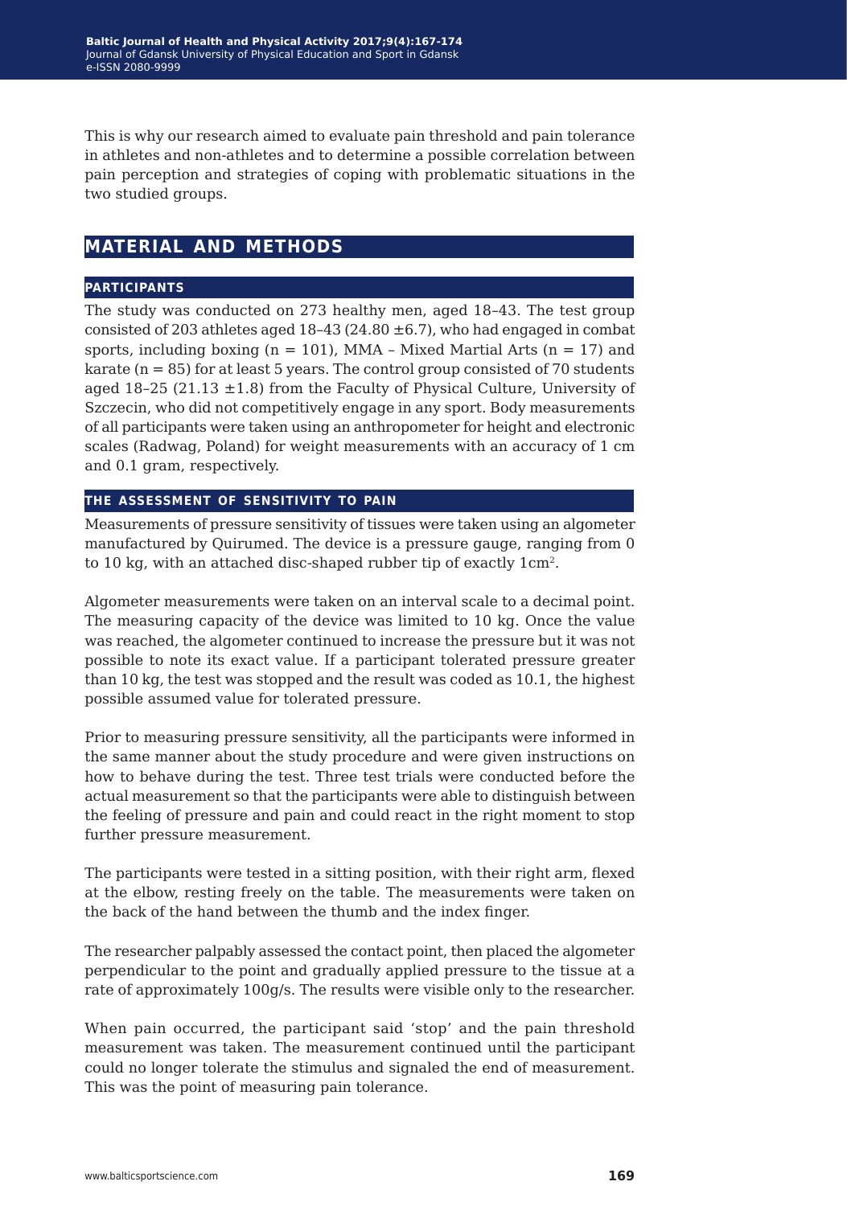This is why our research aimed to evaluate pain threshold and pain tolerance in athletes and non-athletes and to determine a possible correlation between pain perception and strategies of coping with problematic situations in the two studied groups.

## MATERIAL AND METHODS

### PARTICIPANTS

The study was conducted on 273 healthy men, aged 18–43. The test group consisted of 203 athletes aged 18–43 (24.80 ±6.7), who had engaged in combat sports, including boxing (n = 101), MMA – Mixed Martial Arts (n = 17) and karate (n = 85) for at least 5 years. The control group consisted of 70 students aged 18–25 (21.13 ±1.8) from the Faculty of Physical Culture, University of Szczecin, who did not competitively engage in any sport. Body measurements of all participants were taken using an anthropometer for height and electronic scales (Radwag, Poland) for weight measurements with an accuracy of 1 cm and 0.1 gram, respectively.

### THE ASSESSMENT OF SENSITIVITY TO PAIN

Measurements of pressure sensitivity of tissues were taken using an algometer manufactured by Quirumed. The device is a pressure gauge, ranging from 0 to 10 kg, with an attached disc-shaped rubber tip of exactly 1cm$^2$.

Algometer measurements were taken on an interval scale to a decimal point. The measuring capacity of the device was limited to 10 kg. Once the value was reached, the algometer continued to increase the pressure but it was not possible to note its exact value. If a participant tolerated pressure greater than 10 kg, the test was stopped and the result was coded as 10.1, the highest possible assumed value for tolerated pressure.

Prior to measuring pressure sensitivity, all the participants were informed in the same manner about the study procedure and were given instructions on how to behave during the test. Three test trials were conducted before the actual measurement so that the participants were able to distinguish between the feeling of pressure and pain and could react in the right moment to stop further pressure measurement.

The participants were tested in a sitting position, with their right arm, flexed at the elbow, resting freely on the table. The measurements were taken on the back of the hand between the thumb and the index finger.

The researcher palpably assessed the contact point, then placed the algometer perpendicular to the point and gradually applied pressure to the tissue at a rate of approximately 100g/s. The results were visible only to the researcher.

When pain occurred, the participant said 'stop' and the pain threshold measurement was taken. The measurement continued until the participant could no longer tolerate the stimulus and signaled the end of measurement. This was the point of measuring pain tolerance.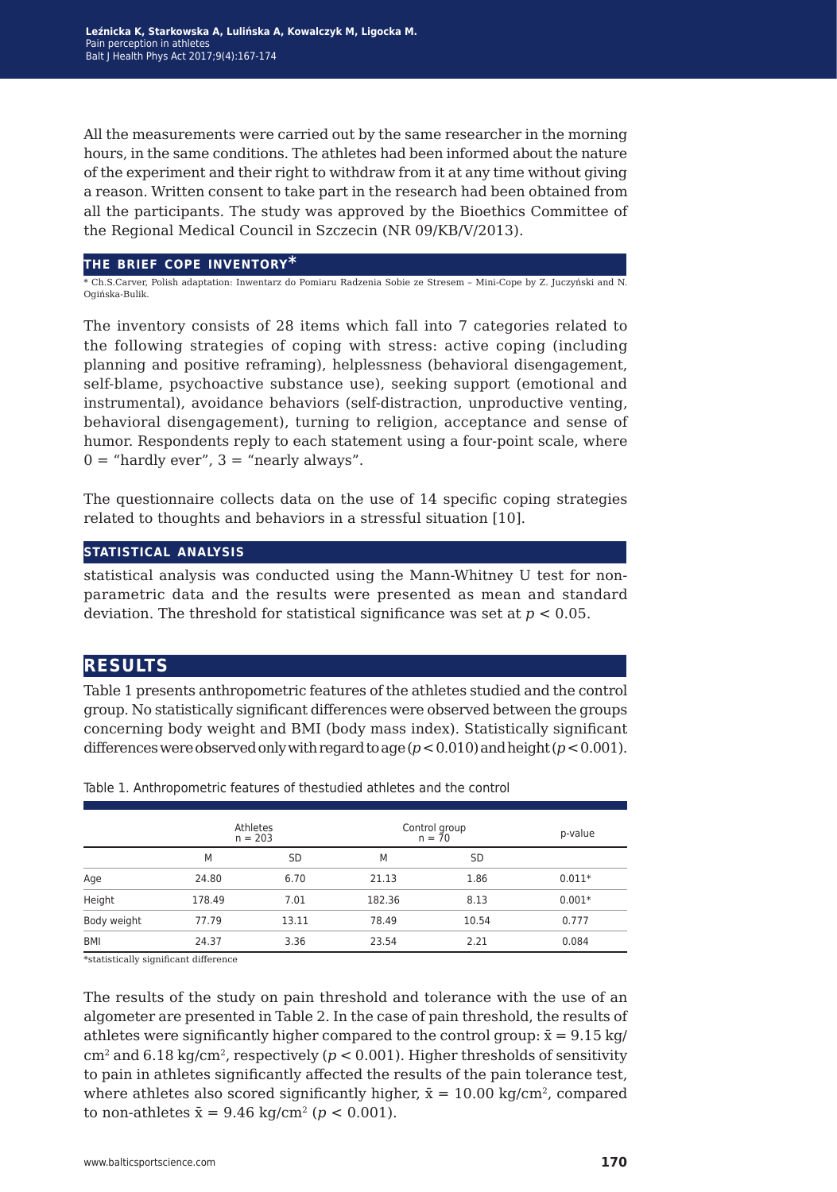All the measurements were carried out by the same researcher in the morning hours, in the same conditions. The athletes had been informed about the nature of the experiment and their right to withdraw from it at any time without giving a reason. Written consent to take part in the research had been obtained from all the participants. The study was approved by the Bioethics Committee of the Regional Medical Council in Szczecin (NR 09/KB/V/2013).

## THE BRIEF COPE INVENTORY*

* Ch.S.Carver, Polish adaptation: Inwentarz do Pomiaru Radzenia Sobie ze Stresem – Mini-Cope by Z. Juczyński and N. Ogińska-Bulik.

The inventory consists of 28 items which fall into 7 categories related to the following strategies of coping with stress: active coping (including planning and positive reframing), helplessness (behavioral disengagement, self-blame, psychoactive substance use), seeking support (emotional and instrumental), avoidance behaviors (self-distraction, unproductive venting, behavioral disengagement), turning to religion, acceptance and sense of humor. Respondents reply to each statement using a four-point scale, where 0 = "hardly ever", 3 = "nearly always".

The questionnaire collects data on the use of 14 specific coping strategies related to thoughts and behaviors in a stressful situation [10].

## STATISTICAL ANALYSIS

statistical analysis was conducted using the Mann-Whitney U test for non-parametric data and the results were presented as mean and standard deviation. The threshold for statistical significance was set at $p < 0.05$.

# RESULTS

Table 1 presents anthropometric features of the athletes studied and the control group. No statistically significant differences were observed between the groups concerning body weight and BMI (body mass index). Statistically significant differences were observed only with regard to age ($p < 0.010$) and height ($p < 0.001$).

Table 1. Anthropometric features of thestudied athletes and the control

| | Athletes n = 203 | | Control group n = 70 | | p-value |
|---|---|---|---|---|---|
| | M | SD | M | SD | |
| Age | 24.80 | 6.70 | 21.13 | 1.86 | 0.011* |
| Height | 178.49 | 7.01 | 182.36 | 8.13 | 0.001* |
| Body weight | 77.79 | 13.11 | 78.49 | 10.54 | 0.777 |
| BMI | 24.37 | 3.36 | 23.54 | 2.21 | 0.084 |

*statistically significant difference

The results of the study on pain threshold and tolerance with the use of an algometer are presented in Table 2. In the case of pain threshold, the results of athletes were significantly higher compared to the control group: $\bar{x} = 9.15$ kg/cm$^2$ and 6.18 kg/cm$^2$, respectively ($p < 0.001$). Higher thresholds of sensitivity to pain in athletes significantly affected the results of the pain tolerance test, where athletes also scored significantly higher, $\bar{x} = 10.00$ kg/cm$^2$, compared to non-athletes $\bar{x} = 9.46$ kg/cm$^2$ ($p < 0.001$).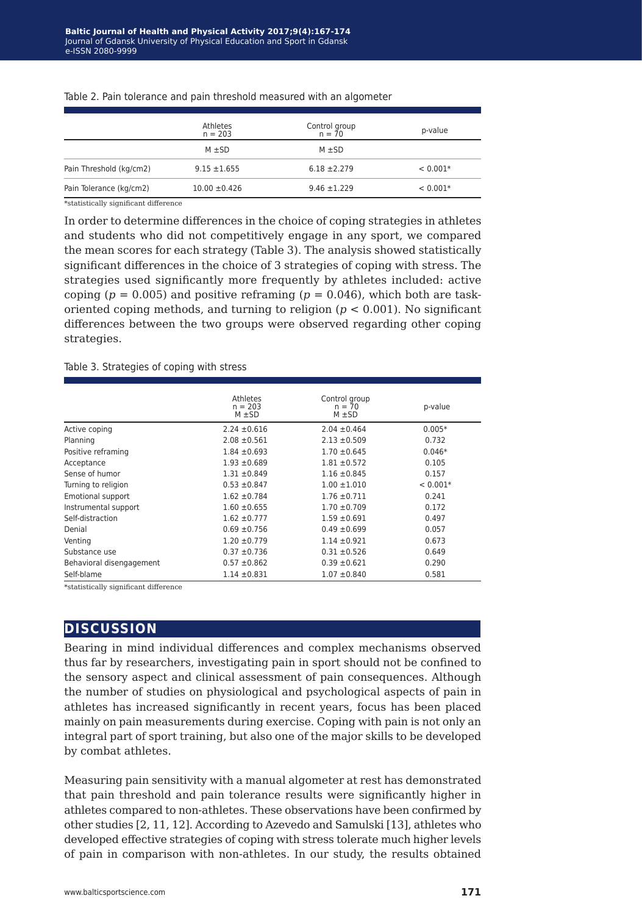Table 2. Pain tolerance and pain threshold measured with an algometer

| | Athletes n = 203 | Control group n = 70 | p-value |
|---|---|---|---|
| | M ±SD | M ±SD | |
| Pain Threshold (kg/cm2) | 9.15 ±1.655 | 6.18 ±2.279 | < 0.001* |
| Pain Tolerance (kg/cm2) | 10.00 ±0.426 | 9.46 ±1.229 | < 0.001* |

*statistically significant difference

In order to determine differences in the choice of coping strategies in athletes and students who did not competitively engage in any sport, we compared the mean scores for each strategy (Table 3). The analysis showed statistically significant differences in the choice of 3 strategies of coping with stress. The strategies used significantly more frequently by athletes included: active coping ($p = 0.005$) and positive reframing ($p = 0.046$), which both are task-oriented coping methods, and turning to religion ($p < 0.001$). No significant differences between the two groups were observed regarding other coping strategies.

Table 3. Strategies of coping with stress

| | Athletes n = 203 M ±SD | Control group n = 70 M ±SD | p-value |
|---|---|---|---|
| Active coping | 2.24 ±0.616 | 2.04 ±0.464 | 0.005* |
| Planning | 2.08 ±0.561 | 2.13 ±0.509 | 0.732 |
| Positive reframing | 1.84 ±0.693 | 1.70 ±0.645 | 0.046* |
| Acceptance | 1.93 ±0.689 | 1.81 ±0.572 | 0.105 |
| Sense of humor | 1.31 ±0.849 | 1.16 ±0.845 | 0.157 |
| Turning to religion | 0.53 ±0.847 | 1.00 ±1.010 | < 0.001* |
| Emotional support | 1.62 ±0.784 | 1.76 ±0.711 | 0.241 |
| Instrumental support | 1.60 ±0.655 | 1.70 ±0.709 | 0.172 |
| Self-distraction | 1.62 ±0.777 | 1.59 ±0.691 | 0.497 |
| Denial | 0.69 ±0.756 | 0.49 ±0.699 | 0.057 |
| Venting | 1.20 ±0.779 | 1.14 ±0.921 | 0.673 |
| Substance use | 0.37 ±0.736 | 0.31 ±0.526 | 0.649 |
| Behavioral disengagement | 0.57 ±0.862 | 0.39 ±0.621 | 0.290 |
| Self-blame | 1.14 ±0.831 | 1.07 ±0.840 | 0.581 |

*statistically significant difference

## DISCUSSION

Bearing in mind individual differences and complex mechanisms observed thus far by researchers, investigating pain in sport should not be confined to the sensory aspect and clinical assessment of pain consequences. Although the number of studies on physiological and psychological aspects of pain in athletes has increased significantly in recent years, focus has been placed mainly on pain measurements during exercise. Coping with pain is not only an integral part of sport training, but also one of the major skills to be developed by combat athletes.

Measuring pain sensitivity with a manual algometer at rest has demonstrated that pain threshold and pain tolerance results were significantly higher in athletes compared to non-athletes. These observations have been confirmed by other studies [2, 11, 12]. According to Azevedo and Samulski [13], athletes who developed effective strategies of coping with stress tolerate much higher levels of pain in comparison with non-athletes. In our study, the results obtained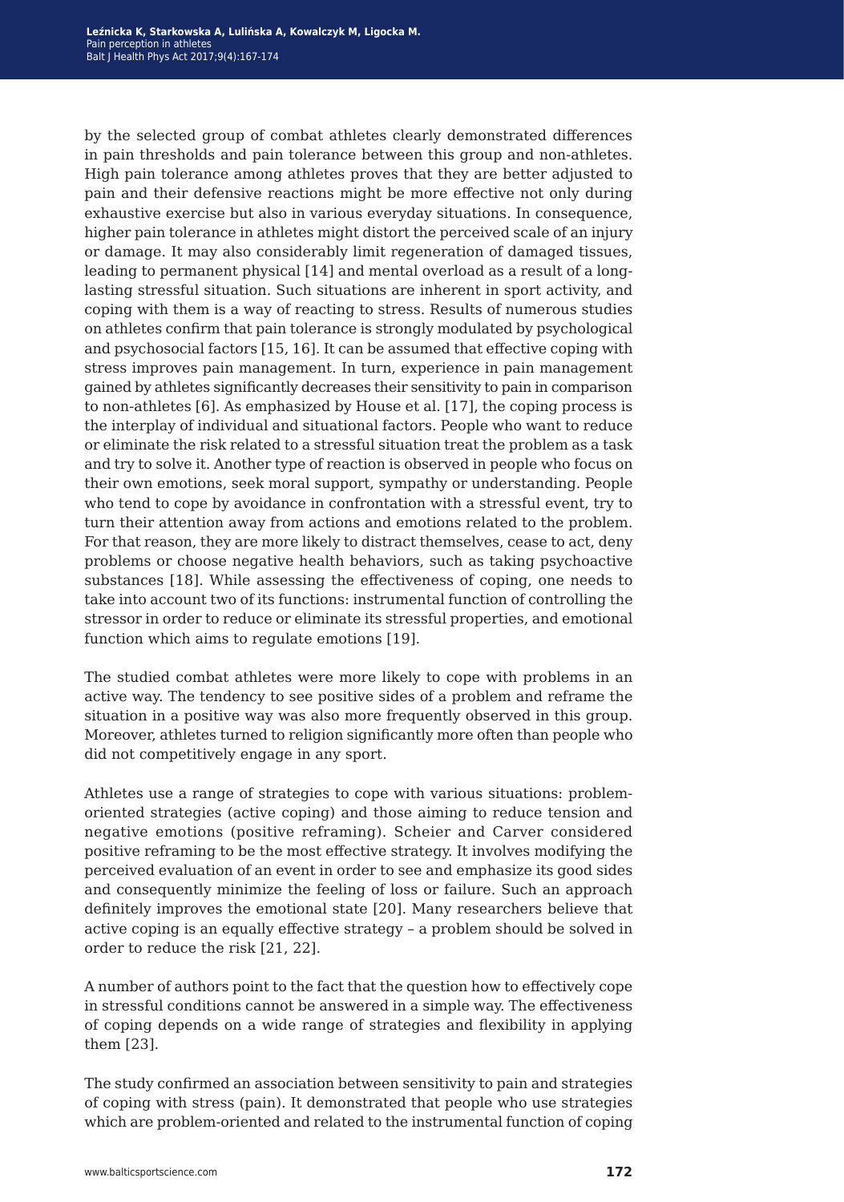by the selected group of combat athletes clearly demonstrated differences in pain thresholds and pain tolerance between this group and non-athletes. High pain tolerance among athletes proves that they are better adjusted to pain and their defensive reactions might be more effective not only during exhaustive exercise but also in various everyday situations. In consequence, higher pain tolerance in athletes might distort the perceived scale of an injury or damage. It may also considerably limit regeneration of damaged tissues, leading to permanent physical [14] and mental overload as a result of a long-lasting stressful situation. Such situations are inherent in sport activity, and coping with them is a way of reacting to stress. Results of numerous studies on athletes confirm that pain tolerance is strongly modulated by psychological and psychosocial factors [15, 16]. It can be assumed that effective coping with stress improves pain management. In turn, experience in pain management gained by athletes significantly decreases their sensitivity to pain in comparison to non-athletes [6]. As emphasized by House et al. [17], the coping process is the interplay of individual and situational factors. People who want to reduce or eliminate the risk related to a stressful situation treat the problem as a task and try to solve it. Another type of reaction is observed in people who focus on their own emotions, seek moral support, sympathy or understanding. People who tend to cope by avoidance in confrontation with a stressful event, try to turn their attention away from actions and emotions related to the problem. For that reason, they are more likely to distract themselves, cease to act, deny problems or choose negative health behaviors, such as taking psychoactive substances [18]. While assessing the effectiveness of coping, one needs to take into account two of its functions: instrumental function of controlling the stressor in order to reduce or eliminate its stressful properties, and emotional function which aims to regulate emotions [19].

The studied combat athletes were more likely to cope with problems in an active way. The tendency to see positive sides of a problem and reframe the situation in a positive way was also more frequently observed in this group. Moreover, athletes turned to religion significantly more often than people who did not competitively engage in any sport.

Athletes use a range of strategies to cope with various situations: problem-oriented strategies (active coping) and those aiming to reduce tension and negative emotions (positive reframing). Scheier and Carver considered positive reframing to be the most effective strategy. It involves modifying the perceived evaluation of an event in order to see and emphasize its good sides and consequently minimize the feeling of loss or failure. Such an approach definitely improves the emotional state [20]. Many researchers believe that active coping is an equally effective strategy – a problem should be solved in order to reduce the risk [21, 22].

A number of authors point to the fact that the question how to effectively cope in stressful conditions cannot be answered in a simple way. The effectiveness of coping depends on a wide range of strategies and flexibility in applying them [23].

The study confirmed an association between sensitivity to pain and strategies of coping with stress (pain). It demonstrated that people who use strategies which are problem-oriented and related to the instrumental function of coping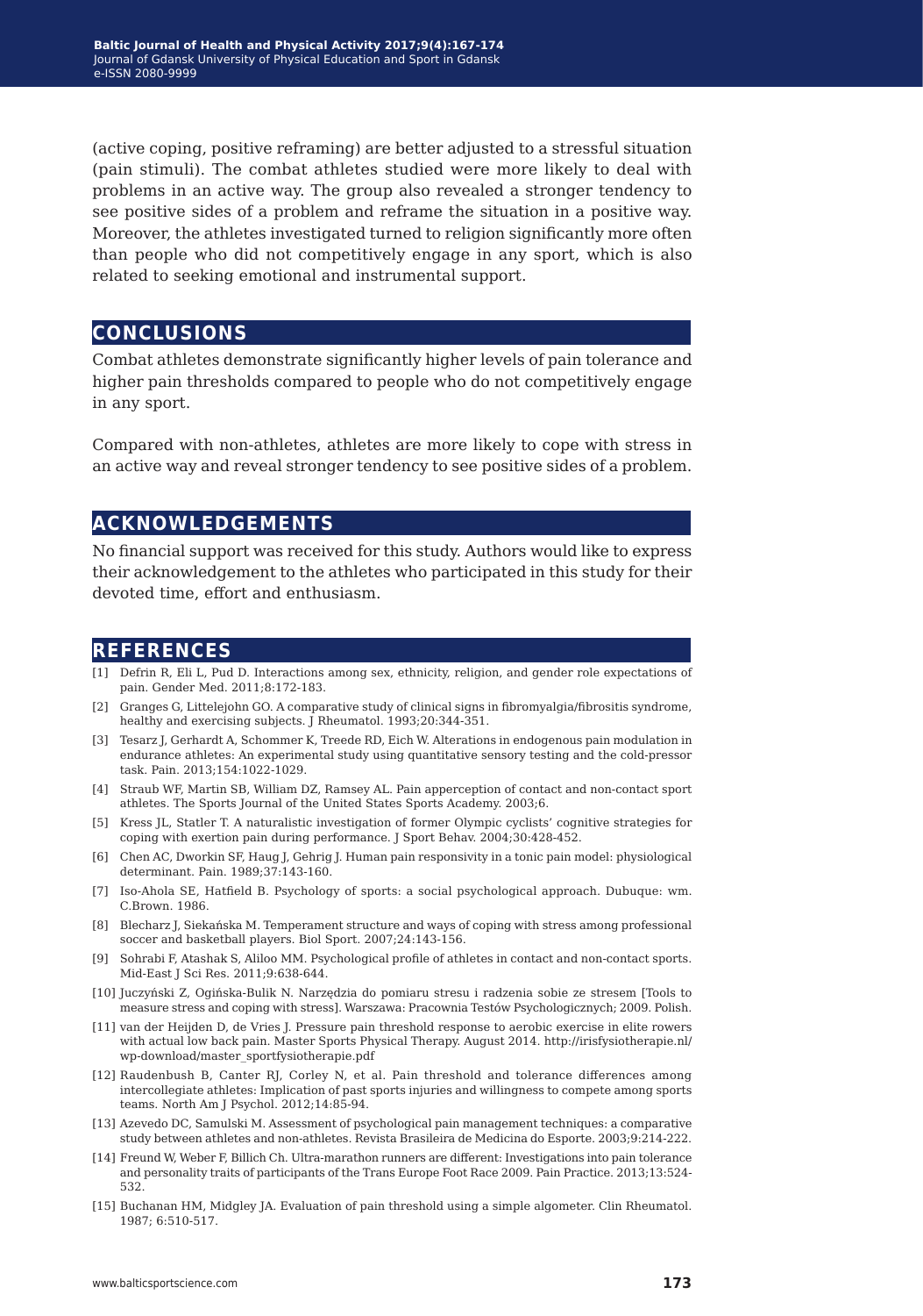(active coping, positive reframing) are better adjusted to a stressful situation (pain stimuli). The combat athletes studied were more likely to deal with problems in an active way. The group also revealed a stronger tendency to see positive sides of a problem and reframe the situation in a positive way. Moreover, the athletes investigated turned to religion significantly more often than people who did not competitively engage in any sport, which is also related to seeking emotional and instrumental support.

## CONCLUSIONS

Combat athletes demonstrate significantly higher levels of pain tolerance and higher pain thresholds compared to people who do not competitively engage in any sport.

Compared with non-athletes, athletes are more likely to cope with stress in an active way and reveal stronger tendency to see positive sides of a problem.

## ACKNOWLEDGEMENTS

No financial support was received for this study. Authors would like to express their acknowledgement to the athletes who participated in this study for their devoted time, effort and enthusiasm.

## REFERENCES

[1] Defrin R, Eli L, Pud D. Interactions among sex, ethnicity, religion, and gender role expectations of pain. Gender Med. 2011;8:172-183.

[2] Granges G, Littelejohn GO. A comparative study of clinical signs in fibromyalgia/fibrositis syndrome, healthy and exercising subjects. J Rheumatol. 1993;20:344-351.

[3] Tesarz J, Gerhardt A, Schommer K, Treede RD, Eich W. Alterations in endogenous pain modulation in endurance athletes: An experimental study using quantitative sensory testing and the cold-pressor task. Pain. 2013;154:1022-1029.

[4] Straub WF, Martin SB, William DZ, Ramsey AL. Pain apperception of contact and non-contact sport athletes. The Sports Journal of the United States Sports Academy. 2003;6.

[5] Kress JL, Statler T. A naturalistic investigation of former Olympic cyclists' cognitive strategies for coping with exertion pain during performance. J Sport Behav. 2004;30:428-452.

[6] Chen AC, Dworkin SF, Haug J, Gehrig J. Human pain responsivity in a tonic pain model: physiological determinant. Pain. 1989;37:143-160.

[7] Iso-Ahola SE, Hatfield B. Psychology of sports: a social psychological approach. Dubuque: wm. C.Brown. 1986.

[8] Blecharz J, Siekańska M. Temperament structure and ways of coping with stress among professional soccer and basketball players. Biol Sport. 2007;24:143-156.

[9] Sohrabi F, Atashak S, Aliloo MM. Psychological profile of athletes in contact and non-contact sports. Mid-East J Sci Res. 2011;9:638-644.

[10] Juczyński Z, Ogińska-Bulik N. Narzędzia do pomiaru stresu i radzenia sobie ze stresem [Tools to measure stress and coping with stress]. Warszawa: Pracownia Testów Psychologicznych; 2009. Polish.

[11] van der Heijden D, de Vries J. Pressure pain threshold response to aerobic exercise in elite rowers with actual low back pain. Master Sports Physical Therapy. August 2014. http://irisfysiotherapie.nl/wp-download/master_sportfysiotherapie.pdf

[12] Raudenbush B, Canter RJ, Corley N, et al. Pain threshold and tolerance differences among intercollegiate athletes: Implication of past sports injuries and willingness to compete among sports teams. North Am J Psychol. 2012;14:85-94.

[13] Azevedo DC, Samulski M. Assessment of psychological pain management techniques: a comparative study between athletes and non-athletes. Revista Brasileira de Medicina do Esporte. 2003;9:214-222.

[14] Freund W, Weber F, Billich Ch. Ultra-marathon runners are different: Investigations into pain tolerance and personality traits of participants of the Trans Europe Foot Race 2009. Pain Practice. 2013;13:524-532.

[15] Buchanan HM, Midgley JA. Evaluation of pain threshold using a simple algometer. Clin Rheumatol. 1987; 6:510-517.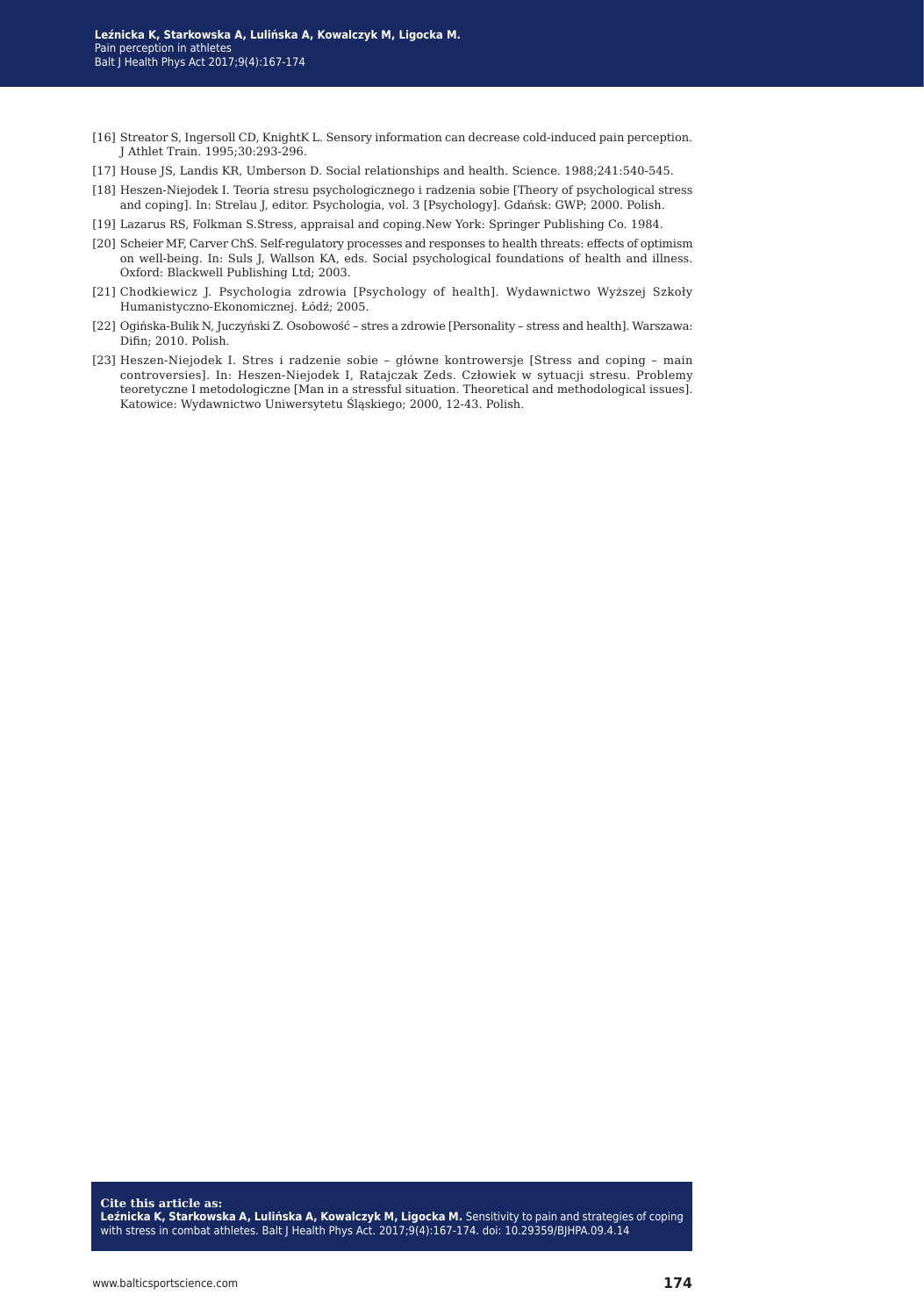[16] Streator S, Ingersoll CD, KnightK L. Sensory information can decrease cold-induced pain perception. J Athlet Train. 1995;30:293-296.

[17] House JS, Landis KR, Umberson D. Social relationships and health. Science. 1988;241:540-545.

[18] Heszen-Niejodek I. Teoria stresu psychologicznego i radzenia sobie [Theory of psychological stress and coping]. In: Strelau J, editor. Psychologia, vol. 3 [Psychology]. Gdańsk: GWP; 2000. Polish.

[19] Lazarus RS, Folkman S.Stress, appraisal and coping.New York: Springer Publishing Co. 1984.

[20] Scheier MF, Carver ChS. Self-regulatory processes and responses to health threats: effects of optimism on well-being. In: Suls J, Wallson KA, eds. Social psychological foundations of health and illness. Oxford: Blackwell Publishing Ltd; 2003.

[21] Chodkiewicz J. Psychologia zdrowia [Psychology of health]. Wydawnictwo Wyższej Szkoły Humanistyczno-Ekonomicznej. Łódź; 2005.

[22] Ogińska-Bulik N, Juczyński Z. Osobowość – stres a zdrowie [Personality – stress and health]. Warszawa: Difin; 2010. Polish.

[23] Heszen-Niejodek I. Stres i radzenie sobie – główne kontrowersje [Stress and coping – main controversies]. In: Heszen-Niejodek I, Ratajczak Zeds. Człowiek w sytuacji stresu. Problemy teoretyczne I metodologiczne [Man in a stressful situation. Theoretical and methodological issues]. Katowice: Wydawnictwo Uniwersytetu Śląskiego; 2000, 12-43. Polish.

**Cite this article as:**
**Leźnicka K, Starkowska A, Lulińska A, Kowalczyk M, Ligocka M.** Sensitivity to pain and strategies of coping with stress in combat athletes. Balt J Health Phys Act. 2017;9(4):167-174. doi: 10.29359/BJHPA.09.4.14